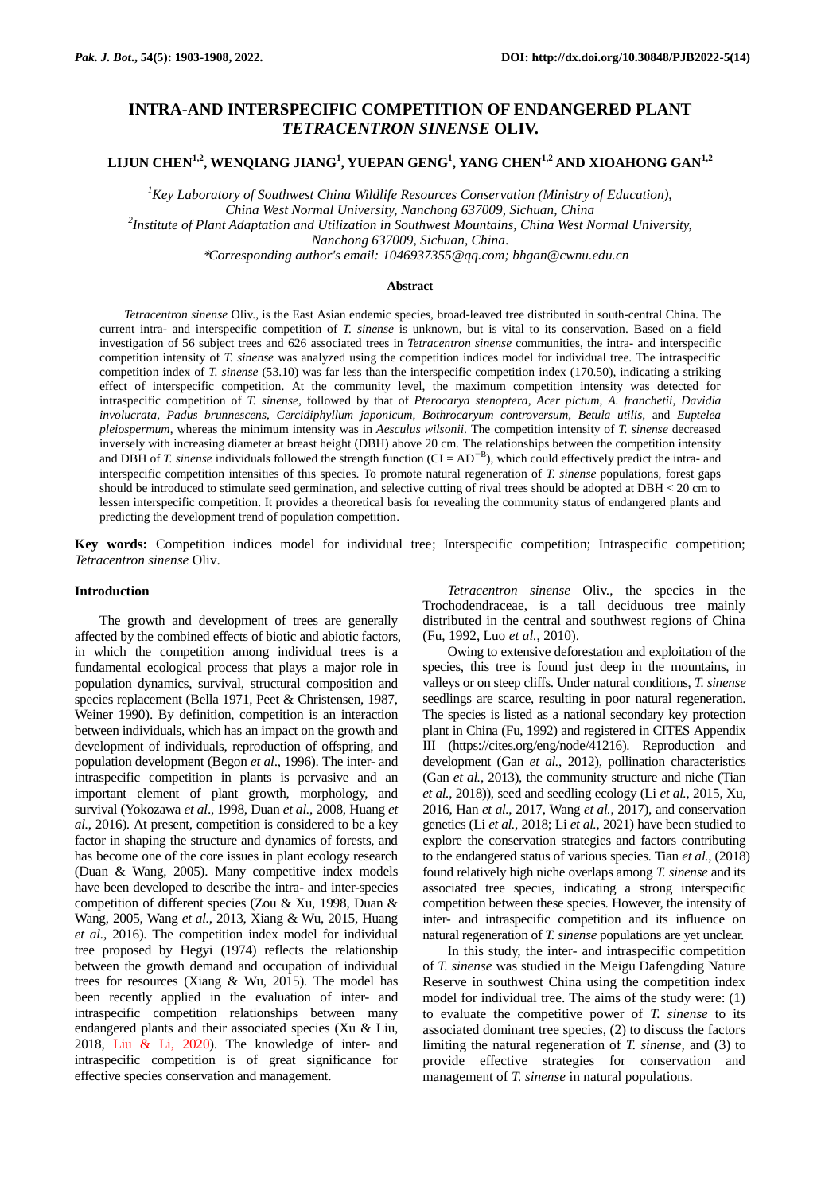# INTRA-AND INTERSPECIFIC COMPETITION OF ENDANGERED PLANT *TETRACENTRON SINENSE* OLIV.

**LIJUN CHEN[1,2], WENQIANG JIANG[1], YUEPAN GENG[1], YANG CHEN[1,2] AND XIOAHONG GAN[1,2]**

*[1]Key Laboratory of Southwest China Wildlife Resources Conservation (Ministry of Education), China West Normal University, Nanchong 637009, Sichuan, China*
*[2]Institute of Plant Adaptation and Utilization in Southwest Mountains, China West Normal University, Nanchong 637009, Sichuan, China.*
*\*Corresponding author's email: 1046937355@qq.com; bhgan@cwnu.edu.cn*

### Abstract

*Tetracentron sinense* Oliv., is the East Asian endemic species, broad-leaved tree distributed in south-central China. The current intra- and interspecific competition of *T. sinense* is unknown, but is vital to its conservation. Based on a field investigation of 56 subject trees and 626 associated trees in *Tetracentron sinense* communities, the intra- and interspecific competition intensity of *T. sinense* was analyzed using the competition indices model for individual tree. The intraspecific competition index of *T. sinense* (53.10) was far less than the interspecific competition index (170.50), indicating a striking effect of interspecific competition. At the community level, the maximum competition intensity was detected for intraspecific competition of *T. sinense*, followed by that of *Pterocarya stenoptera*, *Acer pictum*, *A. franchetii*, *Davidia involucrata*, *Padus brunnescens*, *Cercidiphyllum japonicum*, *Bothrocaryum controversum*, *Betula utilis*, and *Euptelea pleiospermum*, whereas the minimum intensity was in *Aesculus wilsonii*. The competition intensity of *T. sinense* decreased inversely with increasing diameter at breast height (DBH) above 20 cm. The relationships between the competition intensity and DBH of *T. sinense* individuals followed the strength function ($CI = AD^{-B}$), which could effectively predict the intra- and interspecific competition intensities of this species. To promote natural regeneration of *T. sinense* populations, forest gaps should be introduced to stimulate seed germination, and selective cutting of rival trees should be adopted at DBH < 20 cm to lessen interspecific competition. It provides a theoretical basis for revealing the community status of endangered plants and predicting the development trend of population competition.

**Key words:** Competition indices model for individual tree; Interspecific competition; Intraspecific competition; *Tetracentron sinense* Oliv.

## Introduction

The growth and development of trees are generally affected by the combined effects of biotic and abiotic factors, in which the competition among individual trees is a fundamental ecological process that plays a major role in population dynamics, survival, structural composition and species replacement (Bella 1971, Peet & Christensen, 1987, Weiner 1990). By definition, competition is an interaction between individuals, which has an impact on the growth and development of individuals, reproduction of offspring, and population development (Begon *et al*., 1996). The inter- and intraspecific competition in plants is pervasive and an important element of plant growth, morphology, and survival (Yokozawa *et al*., 1998, Duan *et al.*, 2008, Huang *et al.*, 2016). At present, competition is considered to be a key factor in shaping the structure and dynamics of forests, and has become one of the core issues in plant ecology research (Duan & Wang, 2005). Many competitive index models have been developed to describe the intra- and inter-species competition of different species (Zou & Xu, 1998, Duan & Wang, 2005, Wang *et al.*, 2013, Xiang & Wu, 2015, Huang *et al*., 2016). The competition index model for individual tree proposed by Hegyi (1974) reflects the relationship between the growth demand and occupation of individual trees for resources (Xiang & Wu, 2015). The model has been recently applied in the evaluation of inter- and intraspecific competition relationships between many endangered plants and their associated species (Xu & Liu, 2018, Liu & Li, 2020). The knowledge of inter- and intraspecific competition is of great significance for effective species conservation and management.

*Tetracentron sinense* Oliv., the species in the Trochodendraceae, is a tall deciduous tree mainly distributed in the central and southwest regions of China (Fu, 1992, Luo *et al.*, 2010).

Owing to extensive deforestation and exploitation of the species, this tree is found just deep in the mountains, in valleys or on steep cliffs. Under natural conditions, *T. sinense* seedlings are scarce, resulting in poor natural regeneration. The species is listed as a national secondary key protection plant in China (Fu, 1992) and registered in CITES Appendix III (https://cites.org/eng/node/41216). Reproduction and development (Gan *et al.*, 2012), pollination characteristics (Gan *et al.*, 2013), the community structure and niche (Tian *et al.*, 2018)), seed and seedling ecology (Li *et al.*, 2015, Xu, 2016, Han *et al.*, 2017, Wang *et al.*, 2017), and conservation genetics (Li *et al.*, 2018; Li *et al.*, 2021) have been studied to explore the conservation strategies and factors contributing to the endangered status of various species. Tian *et al.*, (2018) found relatively high niche overlaps among *T. sinense* and its associated tree species, indicating a strong interspecific competition between these species. However, the intensity of inter- and intraspecific competition and its influence on natural regeneration of *T. sinense* populations are yet unclear.

In this study, the inter- and intraspecific competition of *T. sinense* was studied in the Meigu Dafengding Nature Reserve in southwest China using the competition index model for individual tree. The aims of the study were: (1) to evaluate the competitive power of *T. sinense* to its associated dominant tree species, (2) to discuss the factors limiting the natural regeneration of *T. sinense,* and (3) to provide effective strategies for conservation and management of *T. sinense* in natural populations.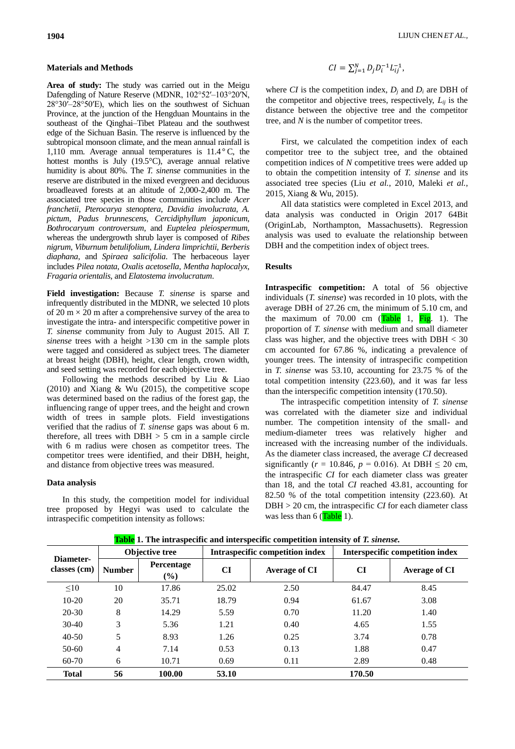## Materials and Methods

**Area of study:** The study was carried out in the Meigu Dafengding of Nature Reserve (MDNR, 102°52′–103°20′N, 28°30′–28°50′E), which lies on the southwest of Sichuan Province, at the junction of the Hengduan Mountains in the southeast of the Qinghai–Tibet Plateau and the southwest edge of the Sichuan Basin. The reserve is influenced by the subtropical monsoon climate, and the mean annual rainfall is 1,110 mm. Average annual temperatures is 11.4 ° C, the hottest months is July (19.5°C), average annual relative humidity is about 80%. The *T. sinense* communities in the reserve are distributed in the mixed evergreen and deciduous broadleaved forests at an altitude of 2,000-2,400 m. The associated tree species in those communities include *Acer franchetii*, *Pterocarya stenoptera*, *Davidia involucrata*, *A. pictum*, *Padus brunnescens*, *Cercidiphyllum japonicum*, *Bothrocaryum controversum*, and *Euptelea pleiospermum*, whereas the undergrowth shrub layer is composed of *Ribes nigrum*, *Viburnum betulifolium*, *Lindera limprichtii*, *Berberis diaphana*, and *Spiraea salicifolia*. The herbaceous layer includes *Pilea notata*, *Oxalis acetosella*, *Mentha haplocalyx*, *Fragaria orientalis*, and *Elatostema involucratum*.

**Field investigation:** Because *T. sinense* is sparse and infrequently distributed in the MDNR, we selected 10 plots of 20 m × 20 m after a comprehensive survey of the area to investigate the intra- and interspecific competitive power in *T. sinense* community from July to August 2015. All *T. sinense* trees with a height >130 cm in the sample plots were tagged and considered as subject trees. The diameter at breast height (DBH), height, clear length, crown width, and seed setting was recorded for each objective tree.

Following the methods described by Liu & Liao (2010) and Xiang & Wu (2015), the competitive scope was determined based on the radius of the forest gap, the influencing range of upper trees, and the height and crown width of trees in sample plots. Field investigations verified that the radius of *T. sinense* gaps was about 6 m. therefore, all trees with DBH > 5 cm in a sample circle with 6 m radius were chosen as competitor trees. The competitor trees were identified, and their DBH, height, and distance from objective trees was measured.

### Data analysis

In this study, the competition model for individual tree proposed by Hegyi was used to calculate the intraspecific competition intensity as follows:

$$CI = \sum_{j=1}^{N} D_j D_i^{-1} L_{ij}^{-1},$$

where $CI$ is the competition index, $D_j$ and $D_i$ are DBH of the competitor and objective trees, respectively, $L_{ij}$ is the distance between the objective tree and the competitor tree, and $N$ is the number of competitor trees.

First, we calculated the competition index of each competitor tree to the subject tree, and the obtained competition indices of $N$ competitive trees were added up to obtain the competition intensity of *T. sinense* and its associated tree species (Liu *et al.*, 2010, Maleki *et al.*, 2015, Xiang & Wu, 2015).

All data statistics were completed in Excel 2013, and data analysis was conducted in Origin 2017 64Bit (OriginLab, Northampton, Massachusetts). Regression analysis was used to evaluate the relationship between DBH and the competition index of object trees.

## Results

**Intraspecific competition:** A total of 56 objective individuals (*T. sinense*) was recorded in 10 plots, with the average DBH of 27.26 cm, the minimum of 5.10 cm, and the maximum of 70.00 cm (Table 1, Fig. 1). The proportion of *T. sinense* with medium and small diameter class was higher, and the objective trees with DBH < 30 cm accounted for 67.86 %, indicating a prevalence of younger trees. The intensity of intraspecific competition in *T. sinense* was 53.10, accounting for 23.75 % of the total competition intensity (223.60), and it was far less than the interspecific competition intensity (170.50).

The intraspecific competition intensity of *T. sinense* was correlated with the diameter size and individual number. The competition intensity of the small- and medium-diameter trees was relatively higher and increased with the increasing number of the individuals. As the diameter class increased, the average $CI$ decreased significantly ($r$ = 10.846, $p$ = 0.016). At DBH ≤ 20 cm, the intraspecific $CI$ for each diameter class was greater than 18, and the total $CI$ reached 43.81, accounting for 82.50 % of the total competition intensity (223.60). At DBH > 20 cm, the intraspecific $CI$ for each diameter class was less than 6 (Table 1).

**Table 1. The intraspecific and interspecific competition intensity of *T. sinense*.**

| Diameter-classes (cm) | Objective tree | | Intraspecific competition index | | Interspecific competition index | |
|---|---|---|---|---|---|---|
| | Number | Percentage (%) | CI | Average of CI | CI | Average of CI |
| ≤10 | 10 | 17.86 | 25.02 | 2.50 | 84.47 | 8.45 |
| 10-20 | 20 | 35.71 | 18.79 | 0.94 | 61.67 | 3.08 |
| 20-30 | 8 | 14.29 | 5.59 | 0.70 | 11.20 | 1.40 |
| 30-40 | 3 | 5.36 | 1.21 | 0.40 | 4.65 | 1.55 |
| 40-50 | 5 | 8.93 | 1.26 | 0.25 | 3.74 | 0.78 |
| 50-60 | 4 | 7.14 | 0.53 | 0.13 | 1.88 | 0.47 |
| 60-70 | 6 | 10.71 | 0.69 | 0.11 | 2.89 | 0.48 |
| **Total** | **56** | **100.00** | **53.10** | | **170.50** | |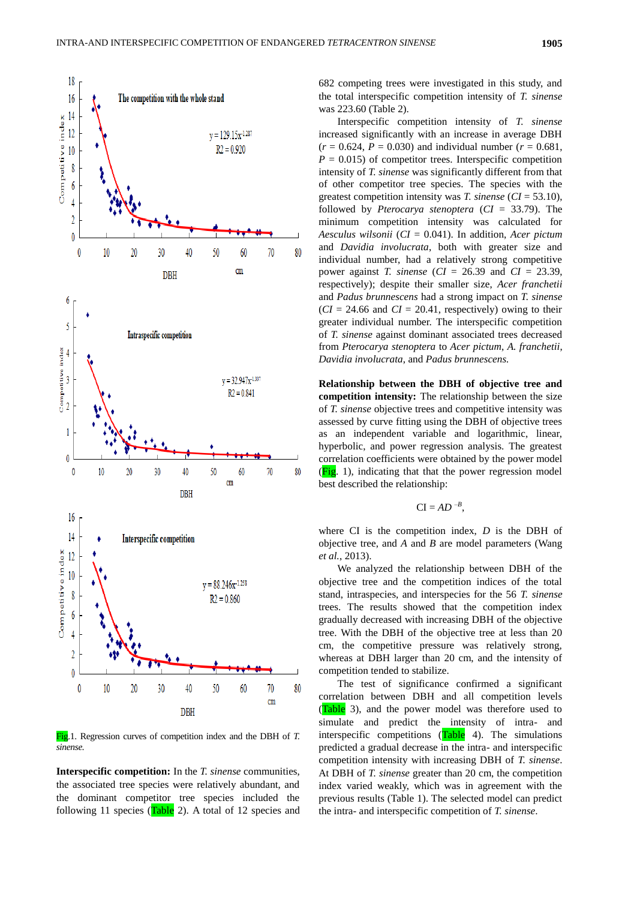Fig.1. Regression curves of competition index and the DBH of *T. sinense.*

**Interspecific competition:** In the *T. sinense* communities, the associated tree species were relatively abundant, and the dominant competitor tree species included the following 11 species (Table 2). A total of 12 species and 682 competing trees were investigated in this study, and the total interspecific competition intensity of *T. sinense* was 223.60 (Table 2).

Interspecific competition intensity of *T. sinense* increased significantly with an increase in average DBH ($r$ = 0.624, $P$ = 0.030) and individual number ($r$ = 0.681, $P$ = 0.015) of competitor trees. Interspecific competition intensity of *T. sinense* was significantly different from that of other competitor tree species. The species with the greatest competition intensity was *T. sinense* (*CI* = 53.10), followed by *Pterocarya stenoptera* (*CI* = 33.79). The minimum competition intensity was calculated for *Aesculus wilsonii* (*CI* = 0.041). In addition, *Acer pictum* and *Davidia involucrata*, both with greater size and individual number, had a relatively strong competitive power against *T. sinense* (*CI* = 26.39 and *CI* = 23.39, respectively); despite their smaller size, *Acer franchetii* and *Padus brunnescens* had a strong impact on *T. sinense* (*CI* = 24.66 and *CI* = 20.41, respectively) owing to their greater individual number. The interspecific competition of *T. sinense* against dominant associated trees decreased from *Pterocarya stenoptera* to *Acer pictum*, *A. franchetii*, *Davidia involucrata*, and *Padus brunnescens.*

**Relationship between the DBH of objective tree and competition intensity:** The relationship between the size of *T. sinense* objective trees and competitive intensity was assessed by curve fitting using the DBH of objective trees as an independent variable and logarithmic, linear, hyperbolic, and power regression analysis. The greatest correlation coefficients were obtained by the power model (Fig. 1), indicating that that the power regression model best described the relationship:

$$CI = AD^{-B},$$

where CI is the competition index, $D$ is the DBH of objective tree, and $A$ and $B$ are model parameters (Wang *et al.*, 2013).

We analyzed the relationship between DBH of the objective tree and the competition indices of the total stand, intraspecies, and interspecies for the 56 *T. sinense* trees. The results showed that the competition index gradually decreased with increasing DBH of the objective tree. With the DBH of the objective tree at less than 20 cm, the competitive pressure was relatively strong, whereas at DBH larger than 20 cm, and the intensity of competition tended to stabilize.

The test of significance confirmed a significant correlation between DBH and all competition levels (Table 3), and the power model was therefore used to simulate and predict the intensity of intra- and interspecific competitions (Table 4). The simulations predicted a gradual decrease in the intra- and interspecific competition intensity with increasing DBH of *T. sinense*. At DBH of *T. sinense* greater than 20 cm, the competition index varied weakly, which was in agreement with the previous results (Table 1). The selected model can predict the intra- and interspecific competition of *T. sinense*.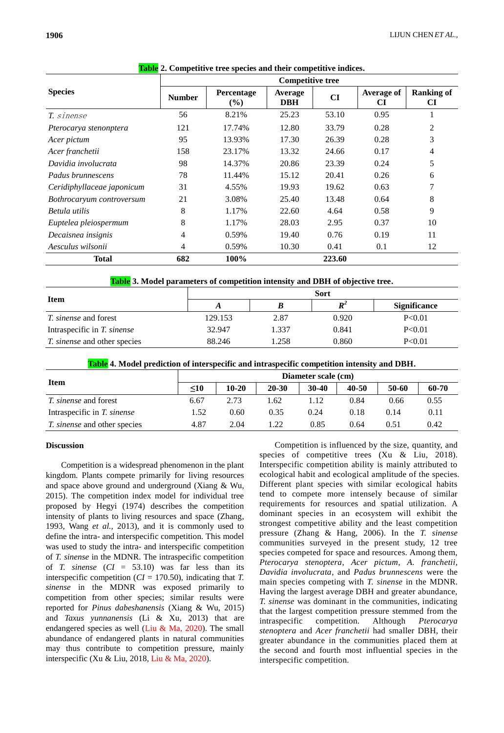**Table 2. Competitive tree species and their competitive indices.**

| Species | Competitive tree | | | | | |
|---|---|---|---|---|---|---|
| | Number | Percentage (%) | Average DBH | CI | Average of CI | Ranking of CI |
| *T. sinense* | 56 | 8.21% | 25.23 | 53.10 | 0.95 | 1 |
| *Pterocarya stenonptera* | 121 | 17.74% | 12.80 | 33.79 | 0.28 | 2 |
| *Acer pictum* | 95 | 13.93% | 17.30 | 26.39 | 0.28 | 3 |
| *Acer franchetii* | 158 | 23.17% | 13.32 | 24.66 | 0.17 | 4 |
| *Davidia involucrata* | 98 | 14.37% | 20.86 | 23.39 | 0.24 | 5 |
| *Padus brunnescens* | 78 | 11.44% | 15.12 | 20.41 | 0.26 | 6 |
| *Ceridiphyllaceae japonicum* | 31 | 4.55% | 19.93 | 19.62 | 0.63 | 7 |
| *Bothrocaryum controversum* | 21 | 3.08% | 25.40 | 13.48 | 0.64 | 8 |
| *Betula utilis* | 8 | 1.17% | 22.60 | 4.64 | 0.58 | 9 |
| *Euptelea pleiospermum* | 8 | 1.17% | 28.03 | 2.95 | 0.37 | 10 |
| *Decaisnea insignis* | 4 | 0.59% | 19.40 | 0.76 | 0.19 | 11 |
| *Aesculus wilsonii* | 4 | 0.59% | 10.30 | 0.41 | 0.1 | 12 |
| **Total** | **682** | **100%** | | **223.60** | | |

**Table 3. Model parameters of competition intensity and DBH of objective tree.**

| Item | Sort | | | |
|---|---|---|---|---|
| | *A* | *B* | $R^2$ | Significance |
| *T. sinense* and forest | 129.153 | 2.87 | 0.920 | P<0.01 |
| Intraspecific in *T. sinense* | 32.947 | 1.337 | 0.841 | P<0.01 |
| *T. sinense* and other species | 88.246 | 1.258 | 0.860 | P<0.01 |

**Table 4. Model prediction of interspecific and intraspecific competition intensity and DBH.**

| Item | Diameter scale (cm) | | | | | | |
|---|---|---|---|---|---|---|---|
| | ≤10 | 10-20 | 20-30 | 30-40 | 40-50 | 50-60 | 60-70 |
| *T. sinense* and forest | 6.67 | 2.73 | 1.62 | 1.12 | 0.84 | 0.66 | 0.55 |
| Intraspecific in *T. sinense* | 1.52 | 0.60 | 0.35 | 0.24 | 0.18 | 0.14 | 0.11 |
| *T. sinense* and other species | 4.87 | 2.04 | 1.22 | 0.85 | 0.64 | 0.51 | 0.42 |

## Discussion

Competition is a widespread phenomenon in the plant kingdom. Plants compete primarily for living resources and space above ground and underground (Xiang & Wu, 2015). The competition index model for individual tree proposed by Hegyi (1974) describes the competition intensity of plants to living resources and space (Zhang, 1993, Wang *et al.*, 2013), and it is commonly used to define the intra- and interspecific competition. This model was used to study the intra- and interspecific competition of *T. sinense* in the MDNR. The intraspecific competition of *T. sinense* (*CI* = 53.10) was far less than its interspecific competition (*CI* = 170.50), indicating that *T. sinense* in the MDNR was exposed primarily to competition from other species; similar results were reported for *Pinus dabeshanensis* (Xiang & Wu, 2015) and *Taxus yunnanensis* (Li & Xu, 2013) that are endangered species as well (Liu & Ma, 2020). The small abundance of endangered plants in natural communities may thus contribute to competition pressure, mainly interspecific (Xu & Liu, 2018, Liu & Ma, 2020).

Competition is influenced by the size, quantity, and species of competitive trees (Xu & Liu, 2018). Interspecific competition ability is mainly attributed to ecological habit and ecological amplitude of the species. Different plant species with similar ecological habits tend to compete more intensely because of similar requirements for resources and spatial utilization. A dominant species in an ecosystem will exhibit the strongest competitive ability and the least competition pressure (Zhang & Hang, 2006). In the *T. sinense* communities surveyed in the present study, 12 tree species competed for space and resources. Among them, *Pterocarya stenoptera*, *Acer pictum*, *A. franchetii*, *Davidia involucrata*, and *Padus brunnescens* were the main species competing with *T. sinense* in the MDNR. Having the largest average DBH and greater abundance, *T. sinense* was dominant in the communities, indicating that the largest competition pressure stemmed from the intraspecific competition. Although *Pterocarya stenoptera* and *Acer franchetii* had smaller DBH, their greater abundance in the communities placed them at the second and fourth most influential species in the interspecific competition.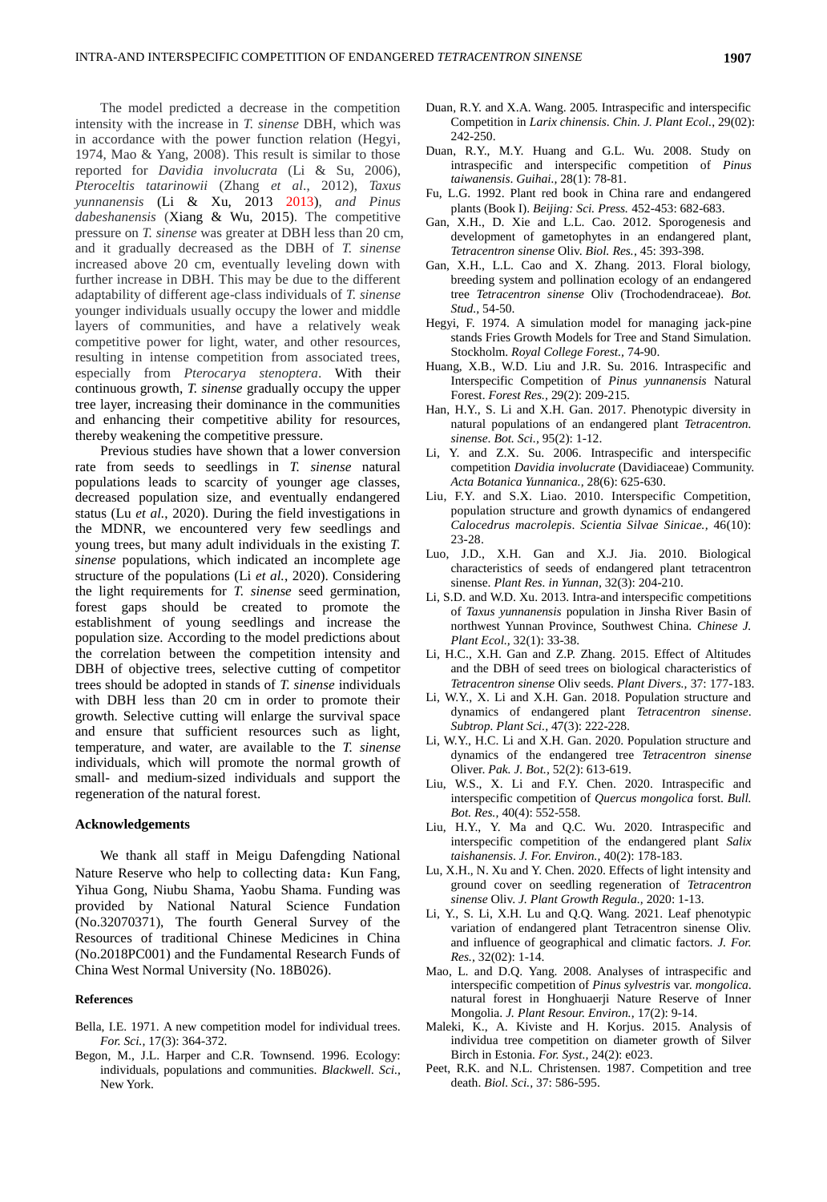The model predicted a decrease in the competition intensity with the increase in *T. sinense* DBH, which was in accordance with the power function relation (Hegyi, 1974, Mao & Yang, 2008). This result is similar to those reported for *Davidia involucrata* (Li & Su, 2006), *Pteroceltis tatarinowii* (Zhang *et al.*, 2012), *Taxus yunnanensis* (Li & Xu, 2013 2013), *and Pinus dabeshanensis* (Xiang & Wu, 2015). The competitive pressure on *T. sinense* was greater at DBH less than 20 cm, and it gradually decreased as the DBH of *T. sinense* increased above 20 cm, eventually leveling down with further increase in DBH. This may be due to the different adaptability of different age-class individuals of *T. sinense* younger individuals usually occupy the lower and middle layers of communities, and have a relatively weak competitive power for light, water, and other resources, resulting in intense competition from associated trees, especially from *Pterocarya stenoptera*. With their continuous growth, *T. sinense* gradually occupy the upper tree layer, increasing their dominance in the communities and enhancing their competitive ability for resources, thereby weakening the competitive pressure.

Previous studies have shown that a lower conversion rate from seeds to seedlings in *T. sinense* natural populations leads to scarcity of younger age classes, decreased population size, and eventually endangered status (Lu *et al.*, 2020). During the field investigations in the MDNR, we encountered very few seedlings and young trees, but many adult individuals in the existing *T. sinense* populations, which indicated an incomplete age structure of the populations (Li *et al.*, 2020). Considering the light requirements for *T. sinense* seed germination, forest gaps should be created to promote the establishment of young seedlings and increase the population size. According to the model predictions about the correlation between the competition intensity and DBH of objective trees, selective cutting of competitor trees should be adopted in stands of *T. sinense* individuals with DBH less than 20 cm in order to promote their growth. Selective cutting will enlarge the survival space and ensure that sufficient resources such as light, temperature, and water, are available to the *T. sinense* individuals, which will promote the normal growth of small- and medium-sized individuals and support the regeneration of the natural forest.

## Acknowledgements

We thank all staff in Meigu Dafengding National Nature Reserve who help to collecting data：Kun Fang, Yihua Gong, Niubu Shama, Yaobu Shama. Funding was provided by National Natural Science Fundation (No.32070371), The fourth General Survey of the Resources of traditional Chinese Medicines in China (No.2018PC001) and the Fundamental Research Funds of China West Normal University (No. 18B026).

## References

Bella, I.E. 1971. A new competition model for individual trees. *For. Sci.*, 17(3): 364-372.

Begon, M., J.L. Harper and C.R. Townsend. 1996. Ecology: individuals, populations and communities. *Blackwell. Sci.*, New York.

Duan, R.Y. and X.A. Wang. 2005. Intraspecific and interspecific Competition in *Larix chinensis*. *Chin. J. Plant Ecol.*, 29(02): 242-250.

Duan, R.Y., M.Y. Huang and G.L. Wu. 2008. Study on intraspecific and interspecific competition of *Pinus taiwanensis*. *Guihai.*, 28(1): 78-81.

Fu, L.G. 1992. Plant red book in China rare and endangered plants (Book I). *Beijing: Sci. Press.* 452-453: 682-683.

Gan, X.H., D. Xie and L.L. Cao. 2012. Sporogenesis and development of gametophytes in an endangered plant, *Tetracentron sinense* Oliv. *Biol. Res.*, 45: 393-398.

Gan, X.H., L.L. Cao and X. Zhang. 2013. Floral biology, breeding system and pollination ecology of an endangered tree *Tetracentron sinense* Oliv (Trochodendraceae). *Bot. Stud.*, 54-50.

Hegyi, F. 1974. A simulation model for managing jack-pine stands Fries Growth Models for Tree and Stand Simulation. Stockholm. *Royal College Forest.*, 74-90.

Huang, X.B., W.D. Liu and J.R. Su. 2016. Intraspecific and Interspecific Competition of *Pinus yunnanensis* Natural Forest. *Forest Res.*, 29(2): 209-215.

Han, H.Y., S. Li and X.H. Gan. 2017. Phenotypic diversity in natural populations of an endangered plant *Tetracentron. sinense*. *Bot. Sci.*, 95(2): 1-12.

Li, Y. and Z.X. Su. 2006. Intraspecific and interspecific competition *Davidia involucrate* (Davidiaceae) Community. *Acta Botanica Yunnannica.*, 28(6): 625-630.

Liu, F.Y. and S.X. Liao. 2010. Interspecific Competition, population structure and growth dynamics of endangered *Calocedrus macrolepis*. *Scientia Silvae Sinicae.*, 46(10): 23-28.

Luo, J.D., X.H. Gan and X.J. Jia. 2010. Biological characteristics of seeds of endangered plant tetracentron sinense. *Plant Res. in Yunnan*, 32(3): 204-210.

Li, S.D. and W.D. Xu. 2013. Intra-and interspecific competitions of *Taxus yunnanensis* population in Jinsha River Basin of northwest Yunnan Province, Southwest China. *Chinese J. Plant Ecol.*, 32(1): 33-38.

Li, H.C., X.H. Gan and Z.P. Zhang. 2015. Effect of Altitudes and the DBH of seed trees on biological characteristics of *Tetracentron sinense* Oliv seeds. *Plant Divers.*, 37: 177-183.

Li, W.Y., X. Li and X.H. Gan. 2018. Population structure and dynamics of endangered plant *Tetracentron sinense*. *Subtrop. Plant Sci.*, 47(3): 222-228.

Li, W.Y., H.C. Li and X.H. Gan. 2020. Population structure and dynamics of the endangered tree *Tetracentron sinense* Oliver. *Pak. J. Bot.*, 52(2): 613-619.

Liu, W.S., X. Li and F.Y. Chen. 2020. Intraspecific and interspecific competition of *Quercus mongolica* forst. *Bull. Bot. Res.*, 40(4): 552-558.

Liu, H.Y., Y. Ma and Q.C. Wu. 2020. Intraspecific and interspecific competition of the endangered plant *Salix taishanensis*. *J. For. Environ.*, 40(2): 178-183.

Lu, X.H., N. Xu and Y. Chen. 2020. Effects of light intensity and ground cover on seedling regeneration of *Tetracentron sinense* Oliv. *J. Plant Growth Regula.*, 2020: 1-13.

Li, Y., S. Li, X.H. Lu and Q.Q. Wang. 2021. Leaf phenotypic variation of endangered plant Tetracentron sinense Oliv. and influence of geographical and climatic factors. *J. For. Res.*, 32(02): 1-14.

Mao, L. and D.Q. Yang. 2008. Analyses of intraspecific and interspecific competition of *Pinus sylvestris* var. *mongolica*. natural forest in Honghuaerji Nature Reserve of Inner Mongolia. *J. Plant Resour. Environ.*, 17(2): 9-14.

Maleki, K., A. Kiviste and H. Korjus. 2015. Analysis of individua tree competition on diameter growth of Silver Birch in Estonia. *For. Syst.*, 24(2): e023.

Peet, R.K. and N.L. Christensen. 1987. Competition and tree death. *Biol. Sci.*, 37: 586-595.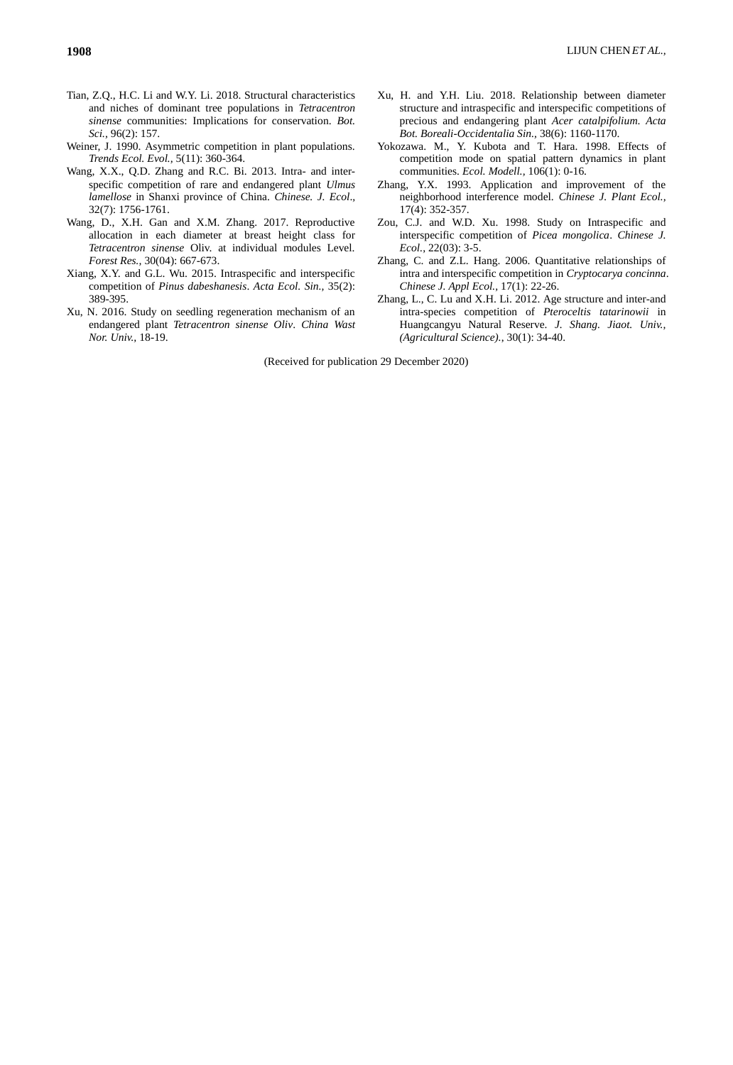Tian, Z.Q., H.C. Li and W.Y. Li. 2018. Structural characteristics and niches of dominant tree populations in *Tetracentron sinense* communities: Implications for conservation. *Bot. Sci.*, 96(2): 157.

Weiner, J. 1990. Asymmetric competition in plant populations. *Trends Ecol. Evol.*, 5(11): 360-364.

Wang, X.X., Q.D. Zhang and R.C. Bi. 2013. Intra- and inter-specific competition of rare and endangered plant *Ulmus lamellose* in Shanxi province of China. *Chinese. J. Ecol*., 32(7): 1756-1761.

Wang, D., X.H. Gan and X.M. Zhang. 2017. Reproductive allocation in each diameter at breast height class for *Tetracentron sinense* Oliv. at individual modules Level. *Forest Res.*, 30(04): 667-673.

Xiang, X.Y. and G.L. Wu. 2015. Intraspecific and interspecific competition of *Pinus dabeshanesis*. *Acta Ecol. Sin.*, 35(2): 389-395.

Xu, N. 2016. Study on seedling regeneration mechanism of an endangered plant *Tetracentron sinense Oliv*. *China Wast Nor. Univ.*, 18-19.

Xu, H. and Y.H. Liu. 2018. Relationship between diameter structure and intraspecific and interspecific competitions of precious and endangering plant *Acer catalpifolium*. *Acta Bot. Boreali-Occidentalia Sin.*, 38(6): 1160-1170.

Yokozawa. M., Y. Kubota and T. Hara. 1998. Effects of competition mode on spatial pattern dynamics in plant communities. *Ecol. Modell.*, 106(1): 0-16.

Zhang, Y.X. 1993. Application and improvement of the neighborhood interference model. *Chinese J. Plant Ecol.*, 17(4): 352-357.

Zou, C.J. and W.D. Xu. 1998. Study on Intraspecific and interspecific competition of *Picea mongolica*. *Chinese J. Ecol.*, 22(03): 3-5.

Zhang, C. and Z.L. Hang. 2006. Quantitative relationships of intra and interspecific competition in *Cryptocarya concinna*. *Chinese J. Appl Ecol.*, 17(1): 22-26.

Zhang, L., C. Lu and X.H. Li. 2012. Age structure and inter-and intra-species competition of *Pteroceltis tatarinowii* in Huangcangyu Natural Reserve. *J. Shang. Jiaot. Univ., (Agricultural Science).*, 30(1): 34-40.

(Received for publication 29 December 2020)